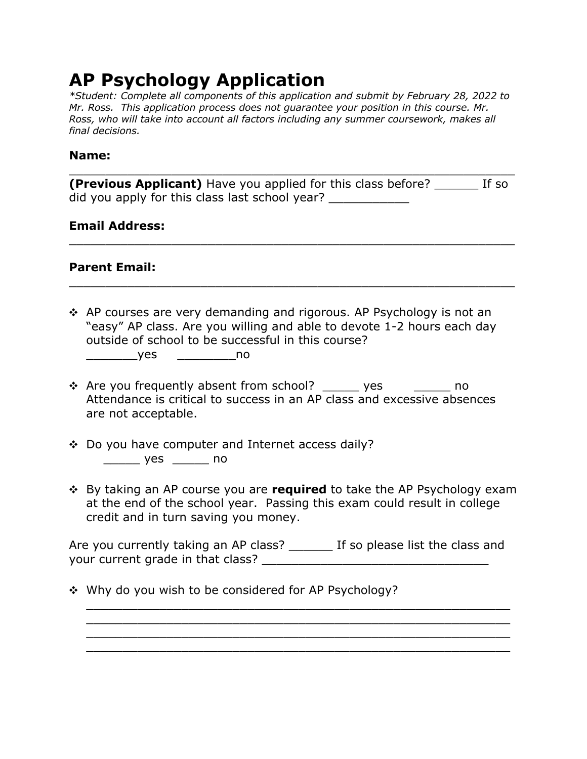# AP Psychology Application

*\*Student: Complete all components of this application and submit by February 28, 2022 to Mr. Ross. This application process does not guarantee your position in this course. Mr. Ross, who will take into account all factors including any summer coursework, makes all final decisions.*

**Name:** \_\_\_\_\_\_\_\_\_\_\_\_\_\_\_\_\_\_\_\_\_\_\_\_\_\_\_\_\_\_\_\_\_\_\_\_\_\_\_\_\_\_\_\_\_\_\_\_\_\_\_\_\_\_\_\_\_\_\_\_

**(Previous Applicant)** Have you applied for this class before? \_\_\_\_\_\_ If so did you apply for this class last school year? \_\_\_\_\_\_\_\_\_\_\_

**Email Address:** \_\_\_\_\_\_\_\_\_\_\_\_\_\_\_\_\_\_\_\_\_\_\_\_\_\_\_\_\_\_\_\_\_\_\_\_\_\_\_\_\_\_\_\_\_\_\_\_\_\_\_\_\_\_\_\_\_\_\_\_

**Parent Email:** \_\_\_\_\_\_\_\_\_\_\_\_\_\_\_\_\_\_\_\_\_\_\_\_\_\_\_\_\_\_\_\_\_\_\_\_\_\_\_\_\_\_\_\_\_\_\_\_\_\_\_\_\_\_\_\_\_\_\_\_

- AP courses are very demanding and rigorous. AP Psychology is not an "easy" AP class. Are you willing and able to devote 1-2 hours each day outside of school to be successful in this course?
  \_\_\_\_\_\_\_yes \_\_\_\_\_\_\_\_no

- Are you frequently absent from school? \_\_\_\_\_ yes \_\_\_\_\_ no
  Attendance is critical to success in an AP class and excessive absences are not acceptable.

- Do you have computer and Internet access daily?
  \_\_\_\_\_ yes \_\_\_\_\_ no

- By taking an AP course you are **required** to take the AP Psychology exam at the end of the school year. Passing this exam could result in college credit and in turn saving you money.

Are you currently taking an AP class? \_\_\_\_\_\_ If so please list the class and your current grade in that class? \_\_\_\_\_\_\_\_\_\_\_\_\_\_\_\_\_\_\_\_\_\_\_\_\_\_\_\_\_\_\_\_

- Why do you wish to be considered for AP Psychology?
  \_\_\_\_\_\_\_\_\_\_\_\_\_\_\_\_\_\_\_\_\_\_\_\_\_\_\_\_\_\_\_\_\_\_\_\_\_\_\_\_\_\_\_\_\_\_\_\_\_\_\_\_\_\_\_\_\_\_\_\_
  \_\_\_\_\_\_\_\_\_\_\_\_\_\_\_\_\_\_\_\_\_\_\_\_\_\_\_\_\_\_\_\_\_\_\_\_\_\_\_\_\_\_\_\_\_\_\_\_\_\_\_\_\_\_\_\_\_\_\_\_
  \_\_\_\_\_\_\_\_\_\_\_\_\_\_\_\_\_\_\_\_\_\_\_\_\_\_\_\_\_\_\_\_\_\_\_\_\_\_\_\_\_\_\_\_\_\_\_\_\_\_\_\_\_\_\_\_\_\_\_\_
  \_\_\_\_\_\_\_\_\_\_\_\_\_\_\_\_\_\_\_\_\_\_\_\_\_\_\_\_\_\_\_\_\_\_\_\_\_\_\_\_\_\_\_\_\_\_\_\_\_\_\_\_\_\_\_\_\_\_\_\_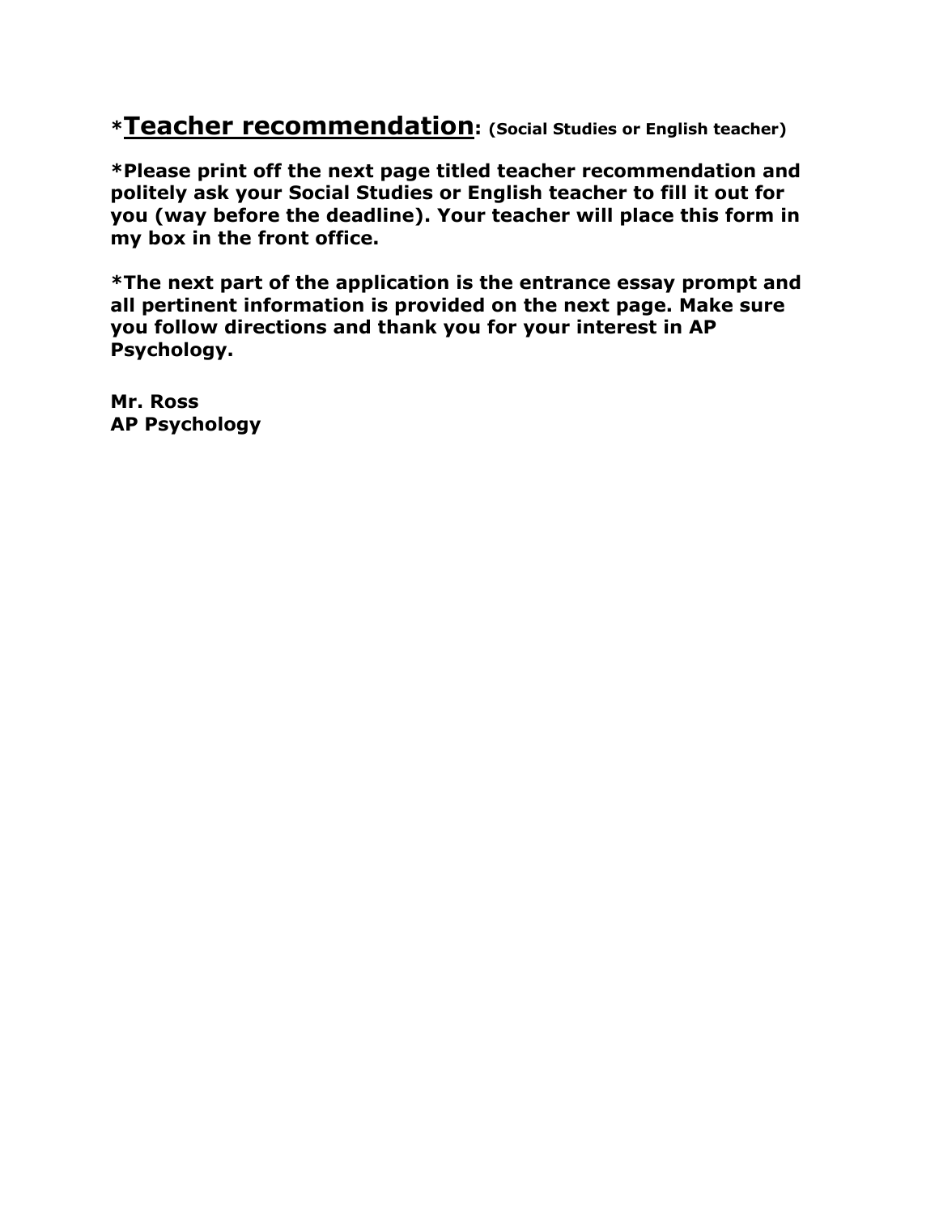## *<u>Teacher recommendation</u>: (Social Studies or English teacher)

**\*Please print off the next page titled teacher recommendation and politely ask your Social Studies or English teacher to fill it out for you (way before the deadline). Your teacher will place this form in my box in the front office.**

**\*The next part of the application is the entrance essay prompt and all pertinent information is provided on the next page. Make sure you follow directions and thank you for your interest in AP Psychology.**

**Mr. Ross**
**AP Psychology**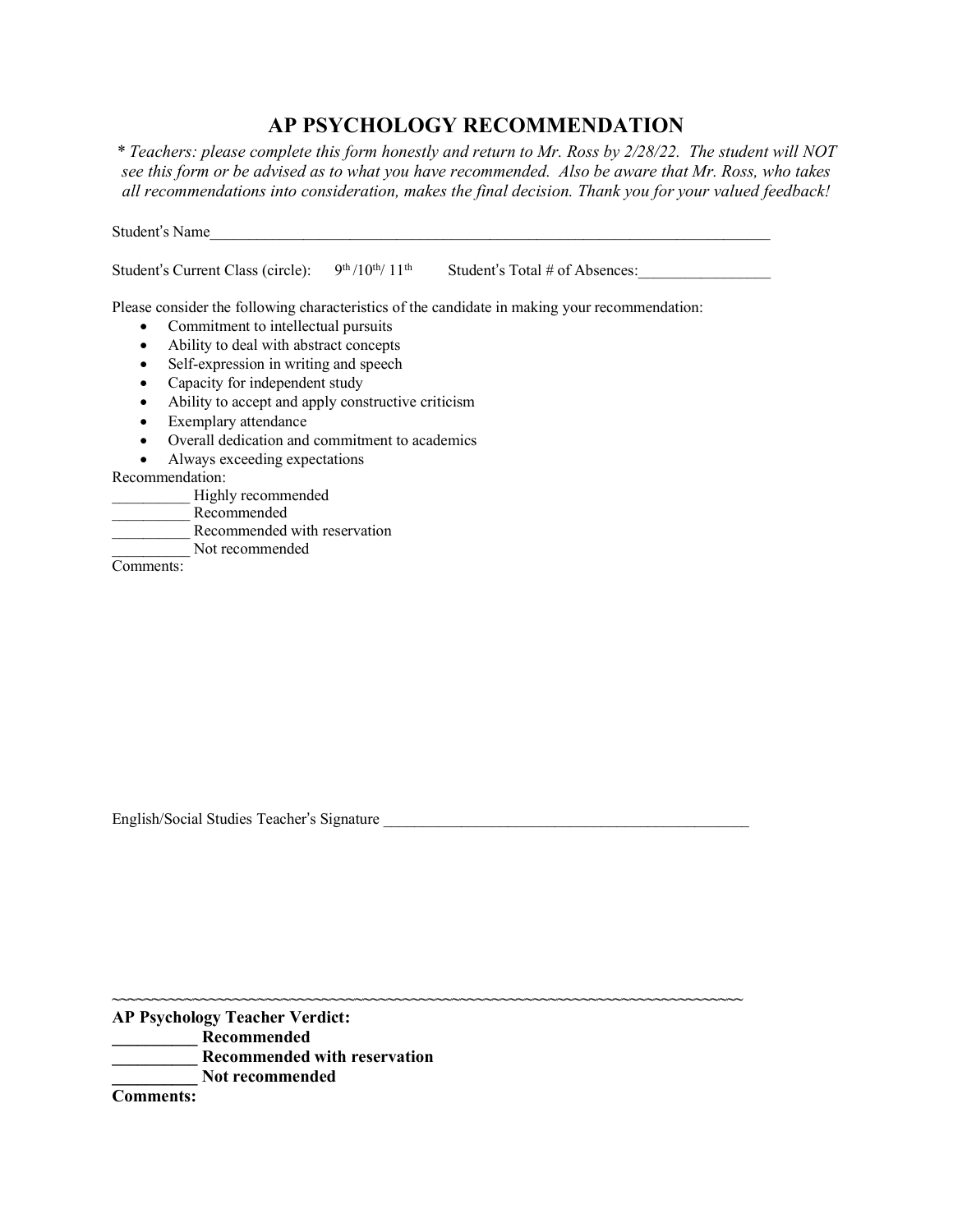# AP PSYCHOLOGY RECOMMENDATION

*\* Teachers: please complete this form honestly and return to Mr. Ross by 2/28/22. The student will NOT see this form or be advised as to what you have recommended. Also be aware that Mr. Ross, who takes all recommendations into consideration, makes the final decision. Thank you for your valued feedback!*

Student's Name_______________________________________________________________________________

Student's Current Class (circle): 9th /10th/ 11th Student's Total # of Absences:_________________

Please consider the following characteristics of the candidate in making your recommendation:

- Commitment to intellectual pursuits
- Ability to deal with abstract concepts
- Self-expression in writing and speech
- Capacity for independent study
- Ability to accept and apply constructive criticism
- Exemplary attendance
- Overall dedication and commitment to academics
- Always exceeding expectations

Recommendation:

__________ Highly recommended
__________ Recommended
__________ Recommended with reservation
__________ Not recommended

Comments:

English/Social Studies Teacher's Signature __________________________________________________

~~~~~~~~~~~~~~~~~~~~~~~~~~~~~~~~~~~~~~~~~~~~~~~~~~~~~~~~~~~~~~~~~~~~~~~~~~~~~~~~~~~~~~~

**AP Psychology Teacher Verdict:**

**__________ Recommended**
**__________ Recommended with reservation**
**__________ Not recommended**

**Comments:**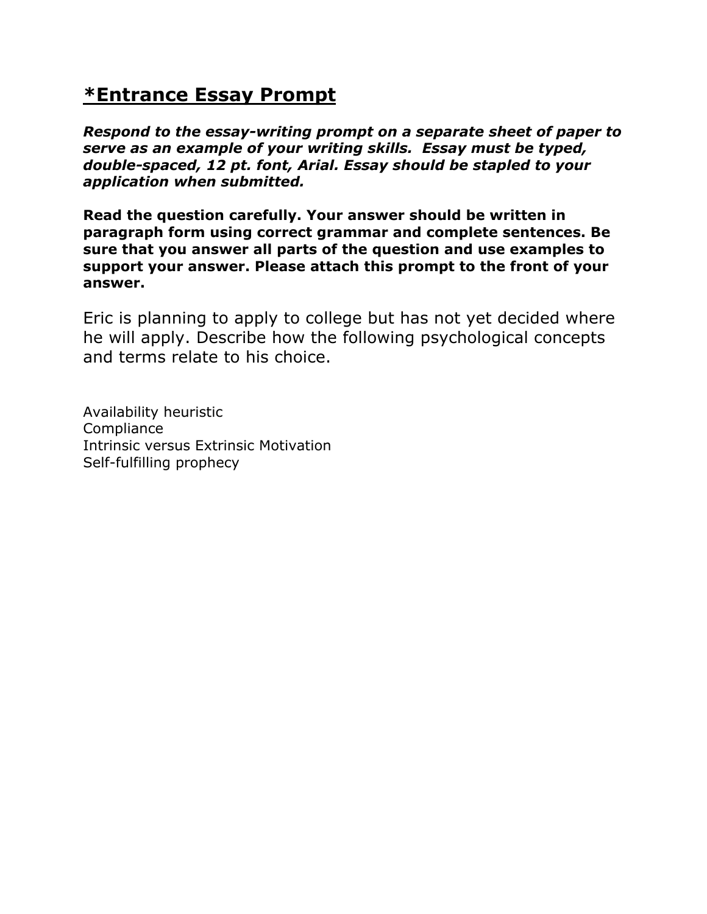## *Entrance Essay Prompt

***Respond to the essay-writing prompt on a separate sheet of paper to serve as an example of your writing skills. Essay must be typed, double-spaced, 12 pt. font, Arial. Essay should be stapled to your application when submitted.***

**Read the question carefully. Your answer should be written in paragraph form using correct grammar and complete sentences. Be sure that you answer all parts of the question and use examples to support your answer. Please attach this prompt to the front of your answer.**

Eric is planning to apply to college but has not yet decided where he will apply. Describe how the following psychological concepts and terms relate to his choice.

Availability heuristic
Compliance
Intrinsic versus Extrinsic Motivation
Self-fulfilling prophecy